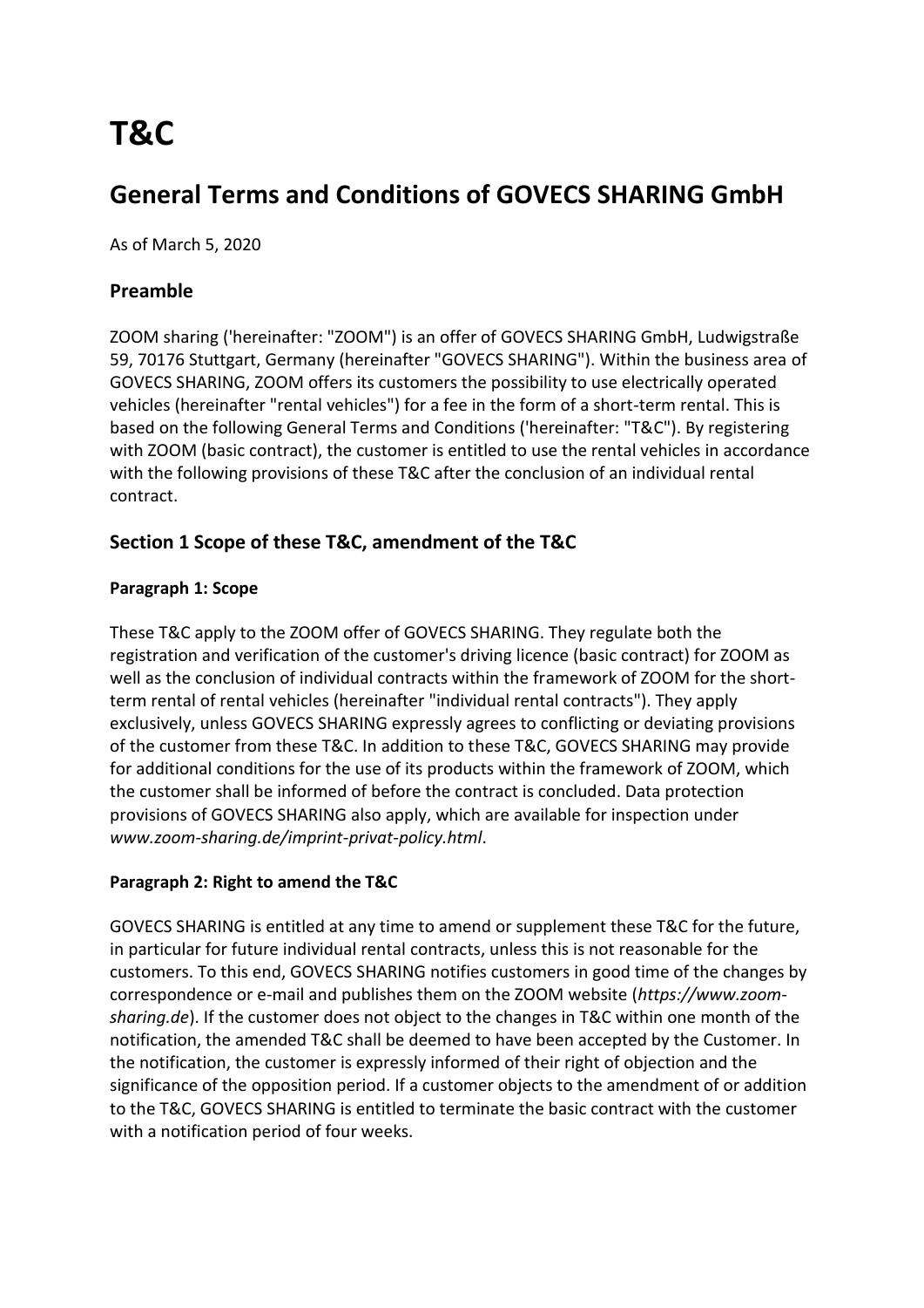# T&C

## General Terms and Conditions of GOVECS SHARING GmbH

As of March 5, 2020

### Preamble

ZOOM sharing ('hereinafter: "ZOOM") is an offer of GOVECS SHARING GmbH, Ludwigstraße 59, 70176 Stuttgart, Germany (hereinafter "GOVECS SHARING"). Within the business area of GOVECS SHARING, ZOOM offers its customers the possibility to use electrically operated vehicles (hereinafter "rental vehicles") for a fee in the form of a short-term rental. This is based on the following General Terms and Conditions ('hereinafter: "T&C"). By registering with ZOOM (basic contract), the customer is entitled to use the rental vehicles in accordance with the following provisions of these T&C after the conclusion of an individual rental contract.

### Section 1 Scope of these T&C, amendment of the T&C

#### Paragraph 1: Scope

These T&C apply to the ZOOM offer of GOVECS SHARING. They regulate both the registration and verification of the customer's driving licence (basic contract) for ZOOM as well as the conclusion of individual contracts within the framework of ZOOM for the short-term rental of rental vehicles (hereinafter "individual rental contracts"). They apply exclusively, unless GOVECS SHARING expressly agrees to conflicting or deviating provisions of the customer from these T&C. In addition to these T&C, GOVECS SHARING may provide for additional conditions for the use of its products within the framework of ZOOM, which the customer shall be informed of before the contract is concluded. Data protection provisions of GOVECS SHARING also apply, which are available for inspection under *www.zoom-sharing.de/imprint-privat-policy.html*.

#### Paragraph 2: Right to amend the T&C

GOVECS SHARING is entitled at any time to amend or supplement these T&C for the future, in particular for future individual rental contracts, unless this is not reasonable for the customers. To this end, GOVECS SHARING notifies customers in good time of the changes by correspondence or e-mail and publishes them on the ZOOM website (*https://www.zoom-sharing.de*). If the customer does not object to the changes in T&C within one month of the notification, the amended T&C shall be deemed to have been accepted by the Customer. In the notification, the customer is expressly informed of their right of objection and the significance of the opposition period. If a customer objects to the amendment of or addition to the T&C, GOVECS SHARING is entitled to terminate the basic contract with the customer with a notification period of four weeks.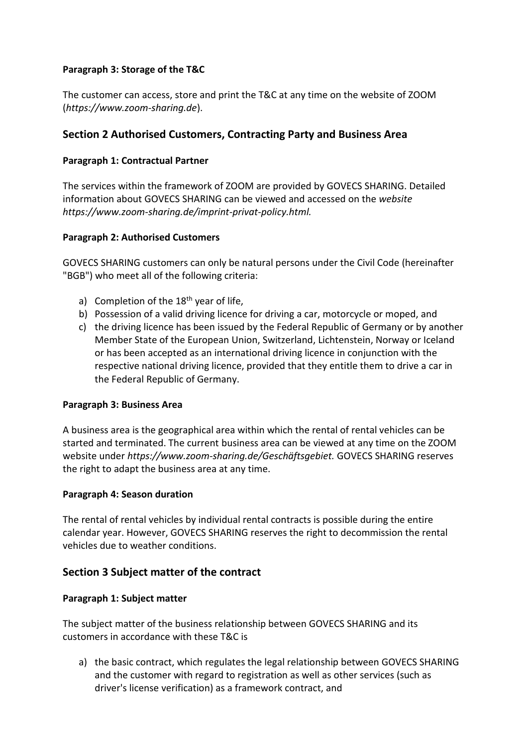#### Paragraph 3: Storage of the T&C

The customer can access, store and print the T&C at any time on the website of ZOOM (*https://www.zoom-sharing.de*).

## Section 2 Authorised Customers, Contracting Party and Business Area

#### Paragraph 1: Contractual Partner

The services within the framework of ZOOM are provided by GOVECS SHARING. Detailed information about GOVECS SHARING can be viewed and accessed on the *website https://www.zoom-sharing.de/imprint-privat-policy.html.*

#### Paragraph 2: Authorised Customers

GOVECS SHARING customers can only be natural persons under the Civil Code (hereinafter "BGB") who meet all of the following criteria:

a) Completion of the 18th year of life,
b) Possession of a valid driving licence for driving a car, motorcycle or moped, and
c) the driving licence has been issued by the Federal Republic of Germany or by another Member State of the European Union, Switzerland, Lichtenstein, Norway or Iceland or has been accepted as an international driving licence in conjunction with the respective national driving licence, provided that they entitle them to drive a car in the Federal Republic of Germany.

#### Paragraph 3: Business Area

A business area is the geographical area within which the rental of rental vehicles can be started and terminated. The current business area can be viewed at any time on the ZOOM website under *https://www.zoom-sharing.de/Geschäftsgebiet.* GOVECS SHARING reserves the right to adapt the business area at any time.

#### Paragraph 4: Season duration

The rental of rental vehicles by individual rental contracts is possible during the entire calendar year. However, GOVECS SHARING reserves the right to decommission the rental vehicles due to weather conditions.

## Section 3 Subject matter of the contract

#### Paragraph 1: Subject matter

The subject matter of the business relationship between GOVECS SHARING and its customers in accordance with these T&C is

a) the basic contract, which regulates the legal relationship between GOVECS SHARING and the customer with regard to registration as well as other services (such as driver's license verification) as a framework contract, and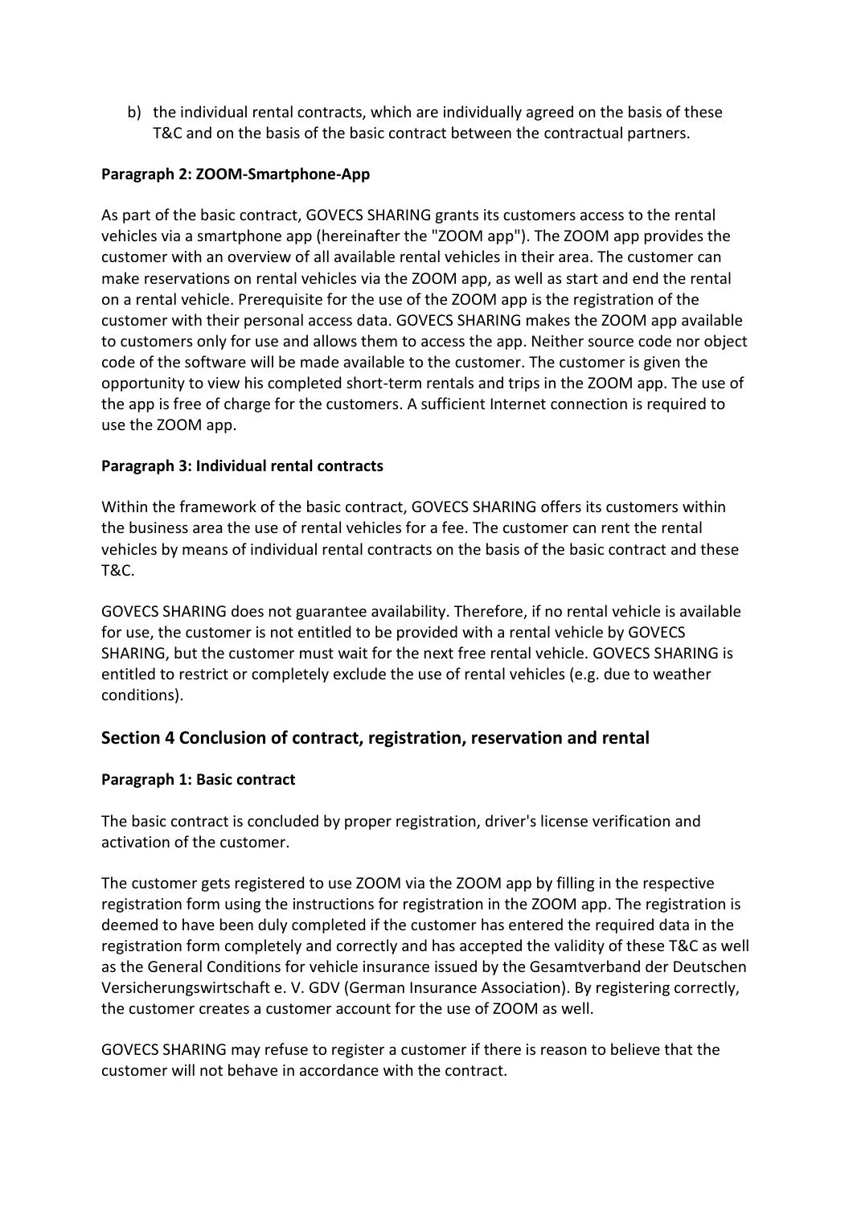b) the individual rental contracts, which are individually agreed on the basis of these T&C and on the basis of the basic contract between the contractual partners.

**Paragraph 2: ZOOM-Smartphone-App**

As part of the basic contract, GOVECS SHARING grants its customers access to the rental vehicles via a smartphone app (hereinafter the "ZOOM app"). The ZOOM app provides the customer with an overview of all available rental vehicles in their area. The customer can make reservations on rental vehicles via the ZOOM app, as well as start and end the rental on a rental vehicle. Prerequisite for the use of the ZOOM app is the registration of the customer with their personal access data. GOVECS SHARING makes the ZOOM app available to customers only for use and allows them to access the app. Neither source code nor object code of the software will be made available to the customer. The customer is given the opportunity to view his completed short-term rentals and trips in the ZOOM app. The use of the app is free of charge for the customers. A sufficient Internet connection is required to use the ZOOM app.

**Paragraph 3: Individual rental contracts**

Within the framework of the basic contract, GOVECS SHARING offers its customers within the business area the use of rental vehicles for a fee. The customer can rent the rental vehicles by means of individual rental contracts on the basis of the basic contract and these T&C.

GOVECS SHARING does not guarantee availability. Therefore, if no rental vehicle is available for use, the customer is not entitled to be provided with a rental vehicle by GOVECS SHARING, but the customer must wait for the next free rental vehicle. GOVECS SHARING is entitled to restrict or completely exclude the use of rental vehicles (e.g. due to weather conditions).

## Section 4 Conclusion of contract, registration, reservation and rental

**Paragraph 1: Basic contract**

The basic contract is concluded by proper registration, driver's license verification and activation of the customer.

The customer gets registered to use ZOOM via the ZOOM app by filling in the respective registration form using the instructions for registration in the ZOOM app. The registration is deemed to have been duly completed if the customer has entered the required data in the registration form completely and correctly and has accepted the validity of these T&C as well as the General Conditions for vehicle insurance issued by the Gesamtverband der Deutschen Versicherungswirtschaft e. V. GDV (German Insurance Association). By registering correctly, the customer creates a customer account for the use of ZOOM as well.

GOVECS SHARING may refuse to register a customer if there is reason to believe that the customer will not behave in accordance with the contract.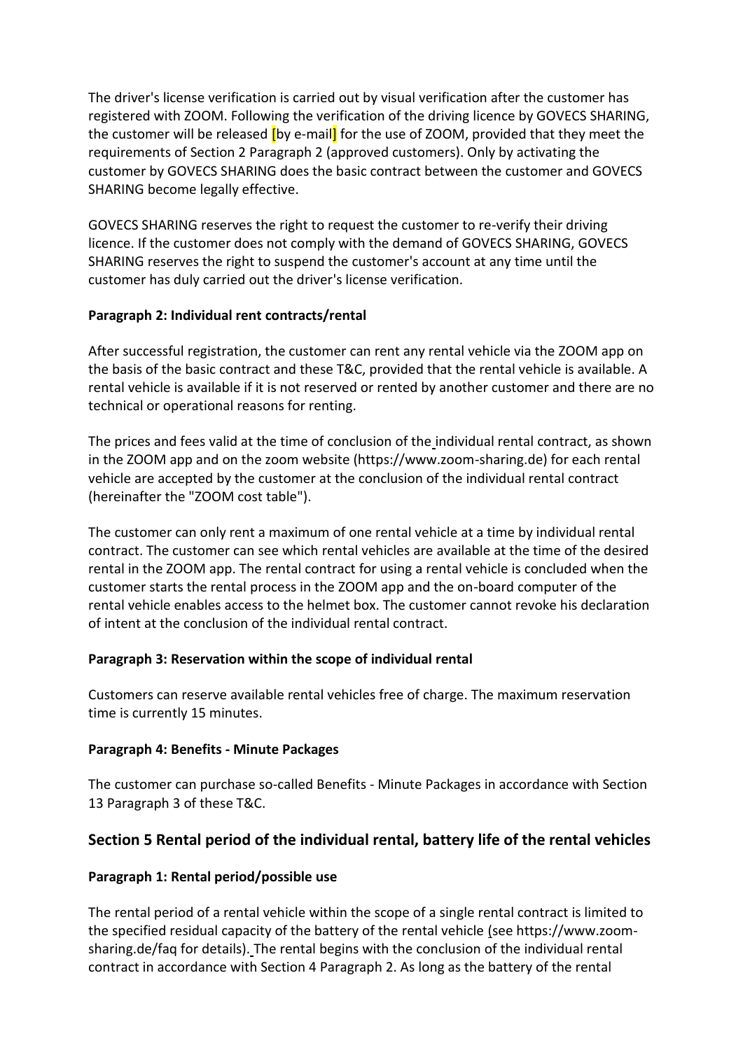The driver's license verification is carried out by visual verification after the customer has registered with ZOOM. Following the verification of the driving licence by GOVECS SHARING, the customer will be released [by e-mail] for the use of ZOOM, provided that they meet the requirements of Section 2 Paragraph 2 (approved customers). Only by activating the customer by GOVECS SHARING does the basic contract between the customer and GOVECS SHARING become legally effective.

GOVECS SHARING reserves the right to request the customer to re-verify their driving licence. If the customer does not comply with the demand of GOVECS SHARING, GOVECS SHARING reserves the right to suspend the customer's account at any time until the customer has duly carried out the driver's license verification.

**Paragraph 2: Individual rent contracts/rental**

After successful registration, the customer can rent any rental vehicle via the ZOOM app on the basis of the basic contract and these T&C, provided that the rental vehicle is available. A rental vehicle is available if it is not reserved or rented by another customer and there are no technical or operational reasons for renting.

The prices and fees valid at the time of conclusion of the individual rental contract, as shown in the ZOOM app and on the zoom website (https://www.zoom-sharing.de) for each rental vehicle are accepted by the customer at the conclusion of the individual rental contract (hereinafter the "ZOOM cost table").

The customer can only rent a maximum of one rental vehicle at a time by individual rental contract. The customer can see which rental vehicles are available at the time of the desired rental in the ZOOM app. The rental contract for using a rental vehicle is concluded when the customer starts the rental process in the ZOOM app and the on-board computer of the rental vehicle enables access to the helmet box. The customer cannot revoke his declaration of intent at the conclusion of the individual rental contract.

**Paragraph 3: Reservation within the scope of individual rental**

Customers can reserve available rental vehicles free of charge. The maximum reservation time is currently 15 minutes.

**Paragraph 4: Benefits - Minute Packages**

The customer can purchase so-called Benefits - Minute Packages in accordance with Section 13 Paragraph 3 of these T&C.

## Section 5 Rental period of the individual rental, battery life of the rental vehicles

**Paragraph 1: Rental period/possible use**

The rental period of a rental vehicle within the scope of a single rental contract is limited to the specified residual capacity of the battery of the rental vehicle (see https://www.zoom-sharing.de/faq for details). The rental begins with the conclusion of the individual rental contract in accordance with Section 4 Paragraph 2. As long as the battery of the rental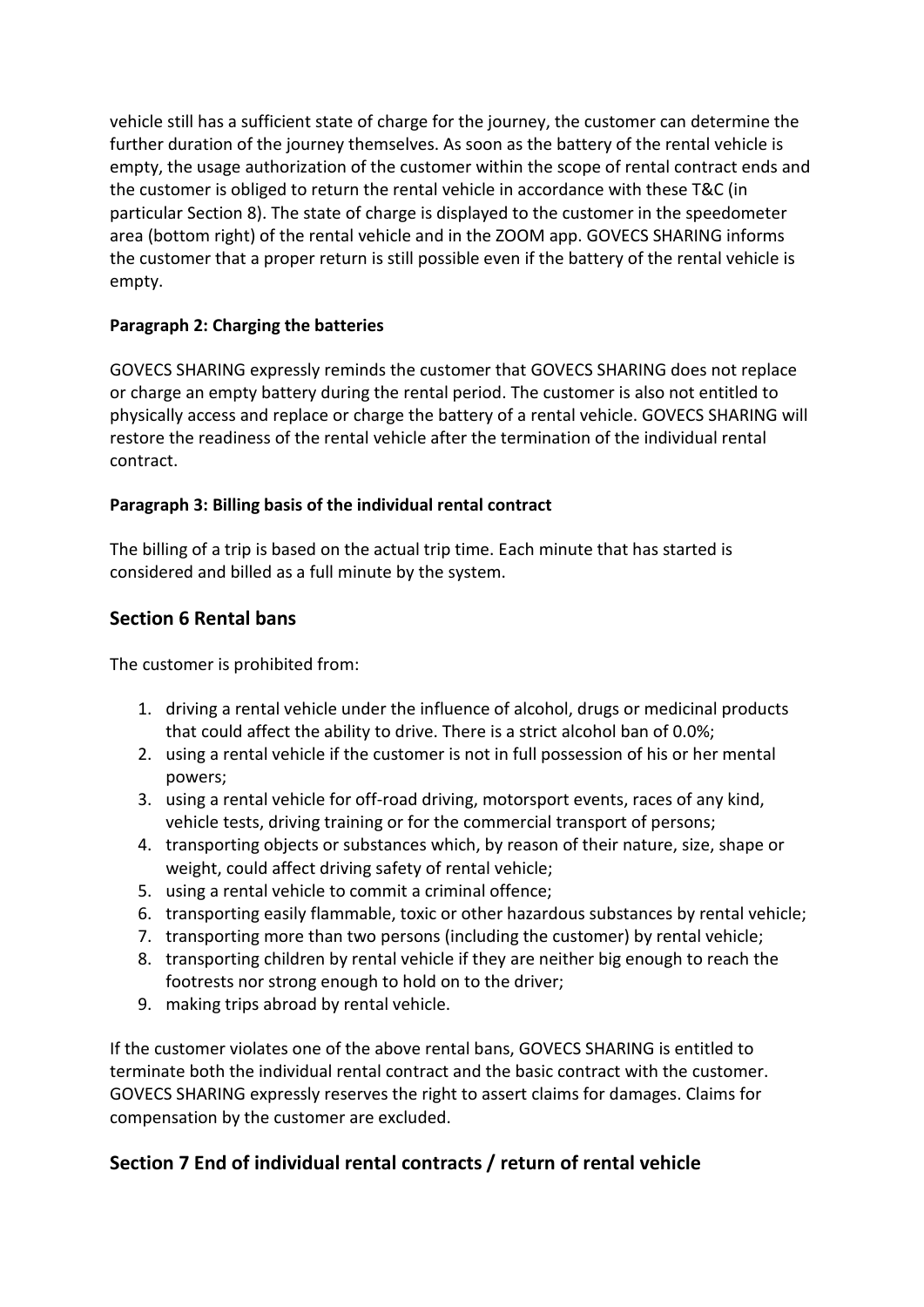vehicle still has a sufficient state of charge for the journey, the customer can determine the further duration of the journey themselves. As soon as the battery of the rental vehicle is empty, the usage authorization of the customer within the scope of rental contract ends and the customer is obliged to return the rental vehicle in accordance with these T&C (in particular Section 8). The state of charge is displayed to the customer in the speedometer area (bottom right) of the rental vehicle and in the ZOOM app. GOVECS SHARING informs the customer that a proper return is still possible even if the battery of the rental vehicle is empty.

**Paragraph 2: Charging the batteries**

GOVECS SHARING expressly reminds the customer that GOVECS SHARING does not replace or charge an empty battery during the rental period. The customer is also not entitled to physically access and replace or charge the battery of a rental vehicle. GOVECS SHARING will restore the readiness of the rental vehicle after the termination of the individual rental contract.

**Paragraph 3: Billing basis of the individual rental contract**

The billing of a trip is based on the actual trip time. Each minute that has started is considered and billed as a full minute by the system.

## Section 6 Rental bans

The customer is prohibited from:

1. driving a rental vehicle under the influence of alcohol, drugs or medicinal products that could affect the ability to drive. There is a strict alcohol ban of 0.0%;
2. using a rental vehicle if the customer is not in full possession of his or her mental powers;
3. using a rental vehicle for off-road driving, motorsport events, races of any kind, vehicle tests, driving training or for the commercial transport of persons;
4. transporting objects or substances which, by reason of their nature, size, shape or weight, could affect driving safety of rental vehicle;
5. using a rental vehicle to commit a criminal offence;
6. transporting easily flammable, toxic or other hazardous substances by rental vehicle;
7. transporting more than two persons (including the customer) by rental vehicle;
8. transporting children by rental vehicle if they are neither big enough to reach the footrests nor strong enough to hold on to the driver;
9. making trips abroad by rental vehicle.

If the customer violates one of the above rental bans, GOVECS SHARING is entitled to terminate both the individual rental contract and the basic contract with the customer. GOVECS SHARING expressly reserves the right to assert claims for damages. Claims for compensation by the customer are excluded.

## Section 7 End of individual rental contracts / return of rental vehicle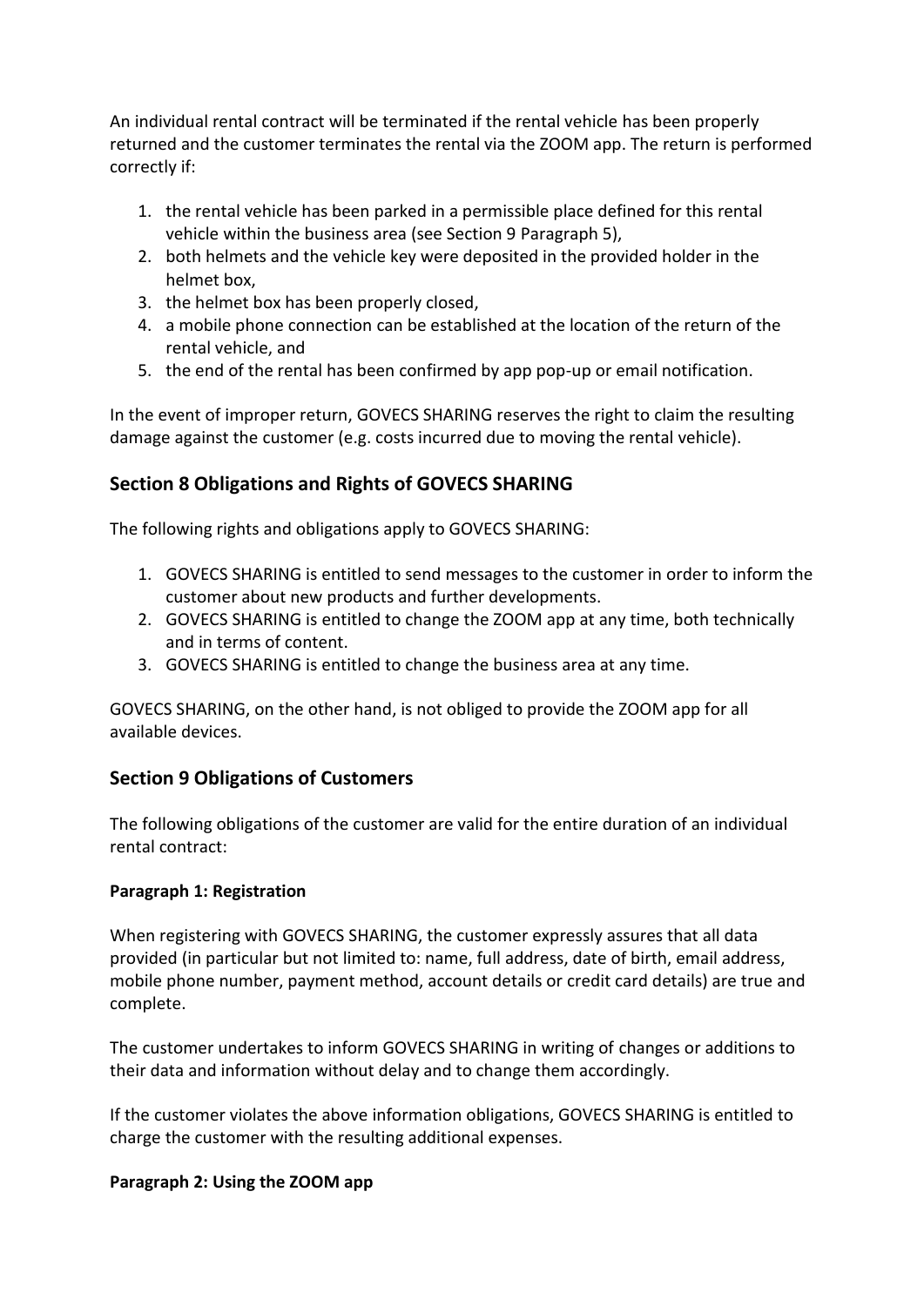An individual rental contract will be terminated if the rental vehicle has been properly returned and the customer terminates the rental via the ZOOM app. The return is performed correctly if:

1. the rental vehicle has been parked in a permissible place defined for this rental vehicle within the business area (see Section 9 Paragraph 5),
2. both helmets and the vehicle key were deposited in the provided holder in the helmet box,
3. the helmet box has been properly closed,
4. a mobile phone connection can be established at the location of the return of the rental vehicle, and
5. the end of the rental has been confirmed by app pop-up or email notification.

In the event of improper return, GOVECS SHARING reserves the right to claim the resulting damage against the customer (e.g. costs incurred due to moving the rental vehicle).

## Section 8 Obligations and Rights of GOVECS SHARING

The following rights and obligations apply to GOVECS SHARING:

1. GOVECS SHARING is entitled to send messages to the customer in order to inform the customer about new products and further developments.
2. GOVECS SHARING is entitled to change the ZOOM app at any time, both technically and in terms of content.
3. GOVECS SHARING is entitled to change the business area at any time.

GOVECS SHARING, on the other hand, is not obliged to provide the ZOOM app for all available devices.

## Section 9 Obligations of Customers

The following obligations of the customer are valid for the entire duration of an individual rental contract:

**Paragraph 1: Registration**

When registering with GOVECS SHARING, the customer expressly assures that all data provided (in particular but not limited to: name, full address, date of birth, email address, mobile phone number, payment method, account details or credit card details) are true and complete.

The customer undertakes to inform GOVECS SHARING in writing of changes or additions to their data and information without delay and to change them accordingly.

If the customer violates the above information obligations, GOVECS SHARING is entitled to charge the customer with the resulting additional expenses.

**Paragraph 2: Using the ZOOM app**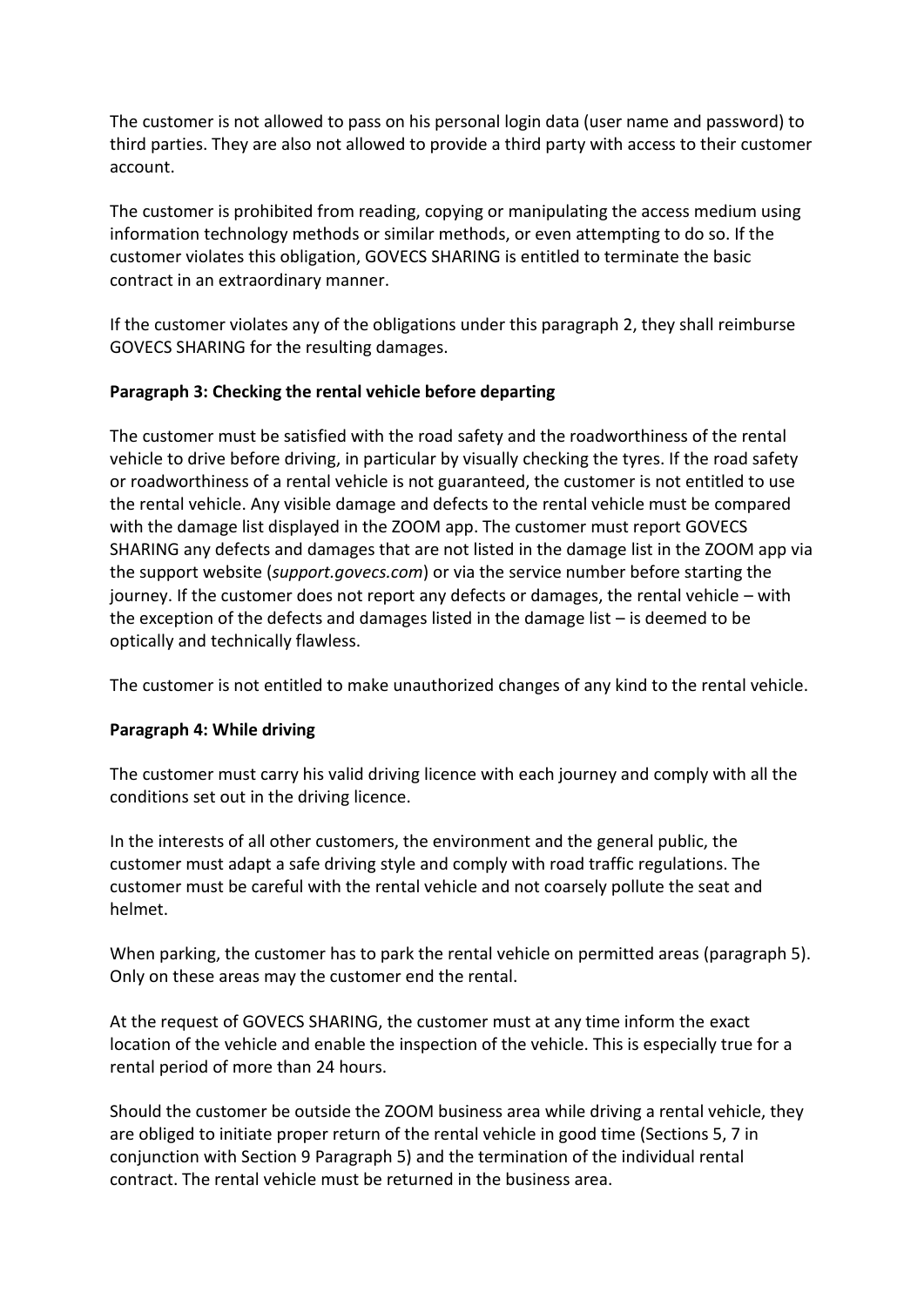The customer is not allowed to pass on his personal login data (user name and password) to third parties. They are also not allowed to provide a third party with access to their customer account.

The customer is prohibited from reading, copying or manipulating the access medium using information technology methods or similar methods, or even attempting to do so. If the customer violates this obligation, GOVECS SHARING is entitled to terminate the basic contract in an extraordinary manner.

If the customer violates any of the obligations under this paragraph 2, they shall reimburse GOVECS SHARING for the resulting damages.

**Paragraph 3: Checking the rental vehicle before departing**

The customer must be satisfied with the road safety and the roadworthiness of the rental vehicle to drive before driving, in particular by visually checking the tyres. If the road safety or roadworthiness of a rental vehicle is not guaranteed, the customer is not entitled to use the rental vehicle. Any visible damage and defects to the rental vehicle must be compared with the damage list displayed in the ZOOM app. The customer must report GOVECS SHARING any defects and damages that are not listed in the damage list in the ZOOM app via the support website (*support.govecs.com*) or via the service number before starting the journey. If the customer does not report any defects or damages, the rental vehicle – with the exception of the defects and damages listed in the damage list – is deemed to be optically and technically flawless.

The customer is not entitled to make unauthorized changes of any kind to the rental vehicle.

**Paragraph 4: While driving**

The customer must carry his valid driving licence with each journey and comply with all the conditions set out in the driving licence.

In the interests of all other customers, the environment and the general public, the customer must adapt a safe driving style and comply with road traffic regulations. The customer must be careful with the rental vehicle and not coarsely pollute the seat and helmet.

When parking, the customer has to park the rental vehicle on permitted areas (paragraph 5). Only on these areas may the customer end the rental.

At the request of GOVECS SHARING, the customer must at any time inform the exact location of the vehicle and enable the inspection of the vehicle. This is especially true for a rental period of more than 24 hours.

Should the customer be outside the ZOOM business area while driving a rental vehicle, they are obliged to initiate proper return of the rental vehicle in good time (Sections 5, 7 in conjunction with Section 9 Paragraph 5) and the termination of the individual rental contract. The rental vehicle must be returned in the business area.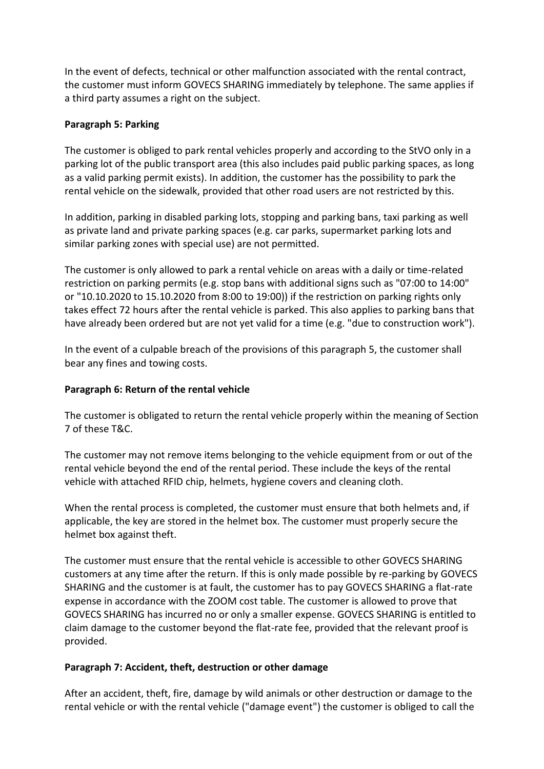In the event of defects, technical or other malfunction associated with the rental contract, the customer must inform GOVECS SHARING immediately by telephone. The same applies if a third party assumes a right on the subject.

**Paragraph 5: Parking**

The customer is obliged to park rental vehicles properly and according to the StVO only in a parking lot of the public transport area (this also includes paid public parking spaces, as long as a valid parking permit exists). In addition, the customer has the possibility to park the rental vehicle on the sidewalk, provided that other road users are not restricted by this.

In addition, parking in disabled parking lots, stopping and parking bans, taxi parking as well as private land and private parking spaces (e.g. car parks, supermarket parking lots and similar parking zones with special use) are not permitted.

The customer is only allowed to park a rental vehicle on areas with a daily or time-related restriction on parking permits (e.g. stop bans with additional signs such as "07:00 to 14:00" or "10.10.2020 to 15.10.2020 from 8:00 to 19:00)) if the restriction on parking rights only takes effect 72 hours after the rental vehicle is parked. This also applies to parking bans that have already been ordered but are not yet valid for a time (e.g. "due to construction work").

In the event of a culpable breach of the provisions of this paragraph 5, the customer shall bear any fines and towing costs.

**Paragraph 6: Return of the rental vehicle**

The customer is obligated to return the rental vehicle properly within the meaning of Section 7 of these T&C.

The customer may not remove items belonging to the vehicle equipment from or out of the rental vehicle beyond the end of the rental period. These include the keys of the rental vehicle with attached RFID chip, helmets, hygiene covers and cleaning cloth.

When the rental process is completed, the customer must ensure that both helmets and, if applicable, the key are stored in the helmet box. The customer must properly secure the helmet box against theft.

The customer must ensure that the rental vehicle is accessible to other GOVECS SHARING customers at any time after the return. If this is only made possible by re-parking by GOVECS SHARING and the customer is at fault, the customer has to pay GOVECS SHARING a flat-rate expense in accordance with the ZOOM cost table. The customer is allowed to prove that GOVECS SHARING has incurred no or only a smaller expense. GOVECS SHARING is entitled to claim damage to the customer beyond the flat-rate fee, provided that the relevant proof is provided.

**Paragraph 7: Accident, theft, destruction or other damage**

After an accident, theft, fire, damage by wild animals or other destruction or damage to the rental vehicle or with the rental vehicle ("damage event") the customer is obliged to call the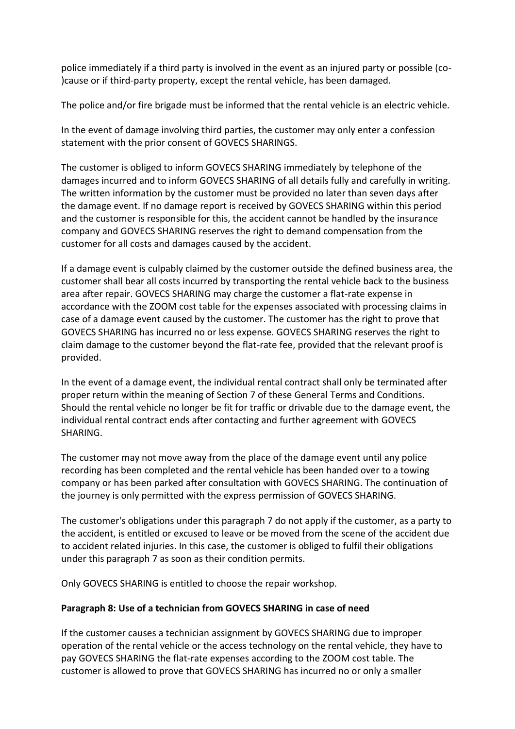police immediately if a third party is involved in the event as an injured party or possible (co-)cause or if third-party property, except the rental vehicle, has been damaged.

The police and/or fire brigade must be informed that the rental vehicle is an electric vehicle.

In the event of damage involving third parties, the customer may only enter a confession statement with the prior consent of GOVECS SHARINGS.

The customer is obliged to inform GOVECS SHARING immediately by telephone of the damages incurred and to inform GOVECS SHARING of all details fully and carefully in writing. The written information by the customer must be provided no later than seven days after the damage event. If no damage report is received by GOVECS SHARING within this period and the customer is responsible for this, the accident cannot be handled by the insurance company and GOVECS SHARING reserves the right to demand compensation from the customer for all costs and damages caused by the accident.

If a damage event is culpably claimed by the customer outside the defined business area, the customer shall bear all costs incurred by transporting the rental vehicle back to the business area after repair. GOVECS SHARING may charge the customer a flat-rate expense in accordance with the ZOOM cost table for the expenses associated with processing claims in case of a damage event caused by the customer. The customer has the right to prove that GOVECS SHARING has incurred no or less expense. GOVECS SHARING reserves the right to claim damage to the customer beyond the flat-rate fee, provided that the relevant proof is provided.

In the event of a damage event, the individual rental contract shall only be terminated after proper return within the meaning of Section 7 of these General Terms and Conditions. Should the rental vehicle no longer be fit for traffic or drivable due to the damage event, the individual rental contract ends after contacting and further agreement with GOVECS SHARING.

The customer may not move away from the place of the damage event until any police recording has been completed and the rental vehicle has been handed over to a towing company or has been parked after consultation with GOVECS SHARING. The continuation of the journey is only permitted with the express permission of GOVECS SHARING.

The customer's obligations under this paragraph 7 do not apply if the customer, as a party to the accident, is entitled or excused to leave or be moved from the scene of the accident due to accident related injuries. In this case, the customer is obliged to fulfil their obligations under this paragraph 7 as soon as their condition permits.

Only GOVECS SHARING is entitled to choose the repair workshop.

**Paragraph 8: Use of a technician from GOVECS SHARING in case of need**

If the customer causes a technician assignment by GOVECS SHARING due to improper operation of the rental vehicle or the access technology on the rental vehicle, they have to pay GOVECS SHARING the flat-rate expenses according to the ZOOM cost table. The customer is allowed to prove that GOVECS SHARING has incurred no or only a smaller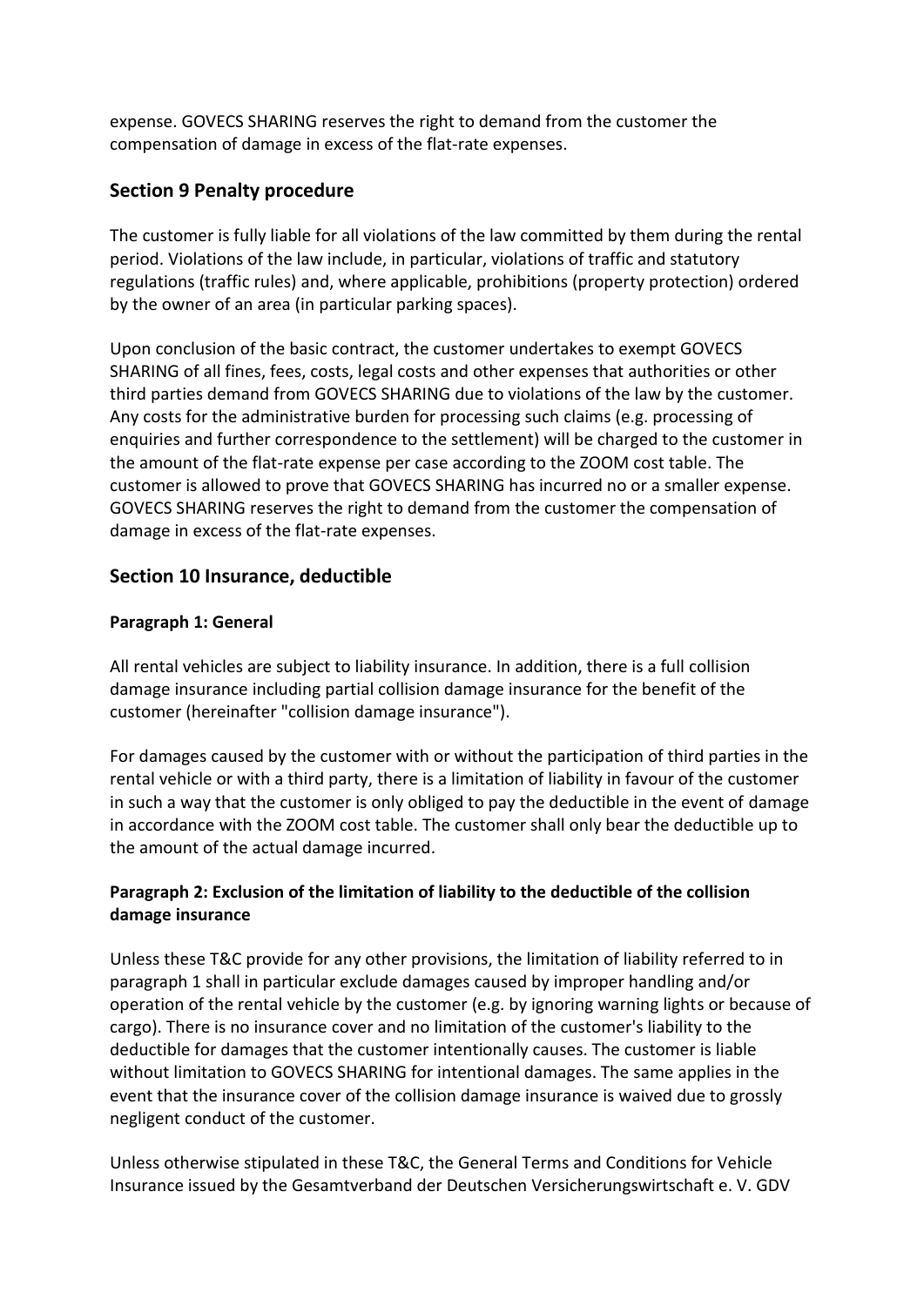expense. GOVECS SHARING reserves the right to demand from the customer the compensation of damage in excess of the flat-rate expenses.

## Section 9 Penalty procedure

The customer is fully liable for all violations of the law committed by them during the rental period. Violations of the law include, in particular, violations of traffic and statutory regulations (traffic rules) and, where applicable, prohibitions (property protection) ordered by the owner of an area (in particular parking spaces).

Upon conclusion of the basic contract, the customer undertakes to exempt GOVECS SHARING of all fines, fees, costs, legal costs and other expenses that authorities or other third parties demand from GOVECS SHARING due to violations of the law by the customer. Any costs for the administrative burden for processing such claims (e.g. processing of enquiries and further correspondence to the settlement) will be charged to the customer in the amount of the flat-rate expense per case according to the ZOOM cost table. The customer is allowed to prove that GOVECS SHARING has incurred no or a smaller expense. GOVECS SHARING reserves the right to demand from the customer the compensation of damage in excess of the flat-rate expenses.

## Section 10 Insurance, deductible

### Paragraph 1: General

All rental vehicles are subject to liability insurance. In addition, there is a full collision damage insurance including partial collision damage insurance for the benefit of the customer (hereinafter "collision damage insurance").

For damages caused by the customer with or without the participation of third parties in the rental vehicle or with a third party, there is a limitation of liability in favour of the customer in such a way that the customer is only obliged to pay the deductible in the event of damage in accordance with the ZOOM cost table. The customer shall only bear the deductible up to the amount of the actual damage incurred.

### Paragraph 2: Exclusion of the limitation of liability to the deductible of the collision damage insurance

Unless these T&C provide for any other provisions, the limitation of liability referred to in paragraph 1 shall in particular exclude damages caused by improper handling and/or operation of the rental vehicle by the customer (e.g. by ignoring warning lights or because of cargo). There is no insurance cover and no limitation of the customer's liability to the deductible for damages that the customer intentionally causes. The customer is liable without limitation to GOVECS SHARING for intentional damages. The same applies in the event that the insurance cover of the collision damage insurance is waived due to grossly negligent conduct of the customer.

Unless otherwise stipulated in these T&C, the General Terms and Conditions for Vehicle Insurance issued by the Gesamtverband der Deutschen Versicherungswirtschaft e. V. GDV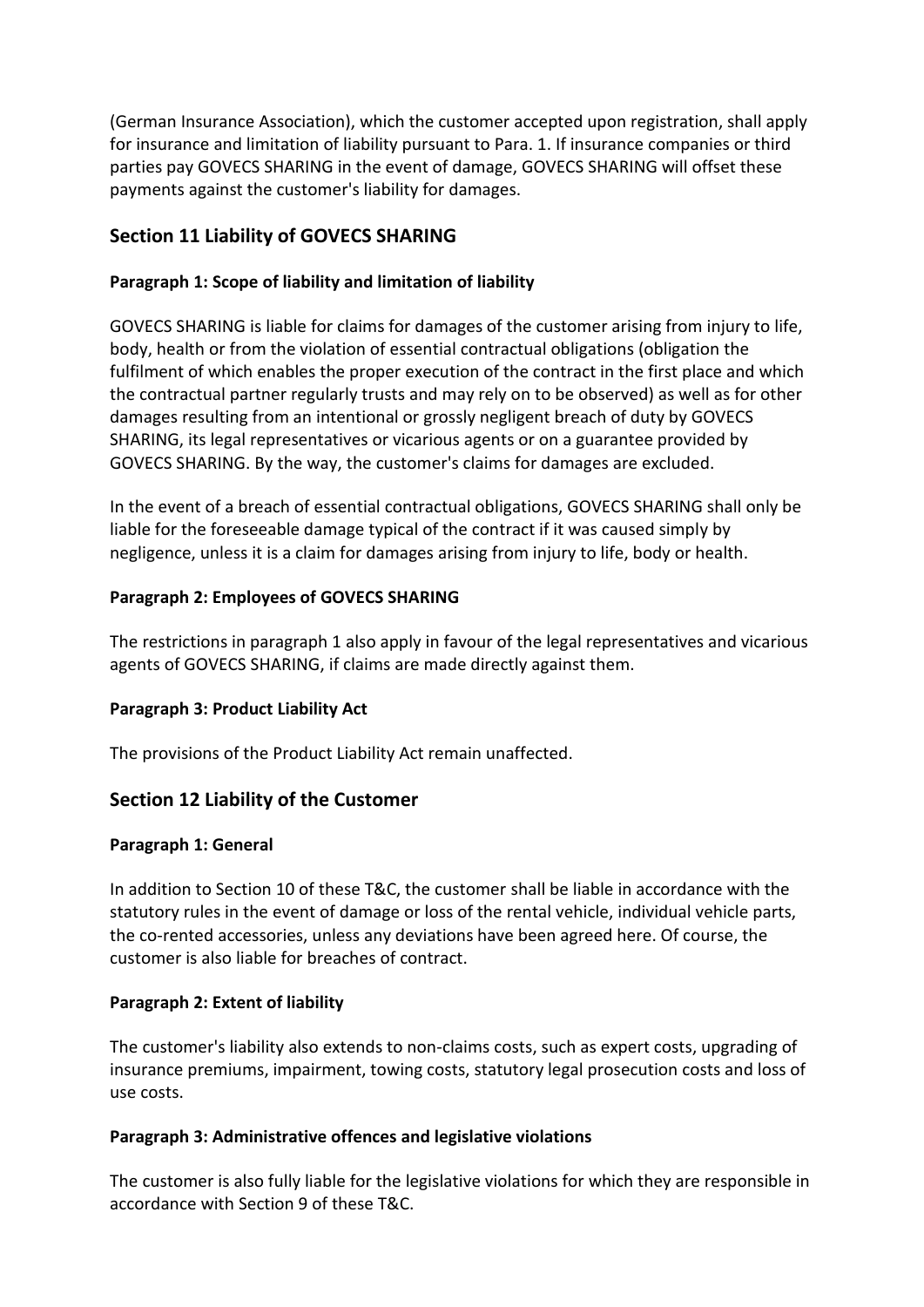(German Insurance Association), which the customer accepted upon registration, shall apply for insurance and limitation of liability pursuant to Para. 1. If insurance companies or third parties pay GOVECS SHARING in the event of damage, GOVECS SHARING will offset these payments against the customer's liability for damages.

## Section 11 Liability of GOVECS SHARING

### Paragraph 1: Scope of liability and limitation of liability

GOVECS SHARING is liable for claims for damages of the customer arising from injury to life, body, health or from the violation of essential contractual obligations (obligation the fulfilment of which enables the proper execution of the contract in the first place and which the contractual partner regularly trusts and may rely on to be observed) as well as for other damages resulting from an intentional or grossly negligent breach of duty by GOVECS SHARING, its legal representatives or vicarious agents or on a guarantee provided by GOVECS SHARING. By the way, the customer's claims for damages are excluded.

In the event of a breach of essential contractual obligations, GOVECS SHARING shall only be liable for the foreseeable damage typical of the contract if it was caused simply by negligence, unless it is a claim for damages arising from injury to life, body or health.

### Paragraph 2: Employees of GOVECS SHARING

The restrictions in paragraph 1 also apply in favour of the legal representatives and vicarious agents of GOVECS SHARING, if claims are made directly against them.

### Paragraph 3: Product Liability Act

The provisions of the Product Liability Act remain unaffected.

## Section 12 Liability of the Customer

### Paragraph 1: General

In addition to Section 10 of these T&C, the customer shall be liable in accordance with the statutory rules in the event of damage or loss of the rental vehicle, individual vehicle parts, the co-rented accessories, unless any deviations have been agreed here. Of course, the customer is also liable for breaches of contract.

### Paragraph 2: Extent of liability

The customer's liability also extends to non-claims costs, such as expert costs, upgrading of insurance premiums, impairment, towing costs, statutory legal prosecution costs and loss of use costs.

### Paragraph 3: Administrative offences and legislative violations

The customer is also fully liable for the legislative violations for which they are responsible in accordance with Section 9 of these T&C.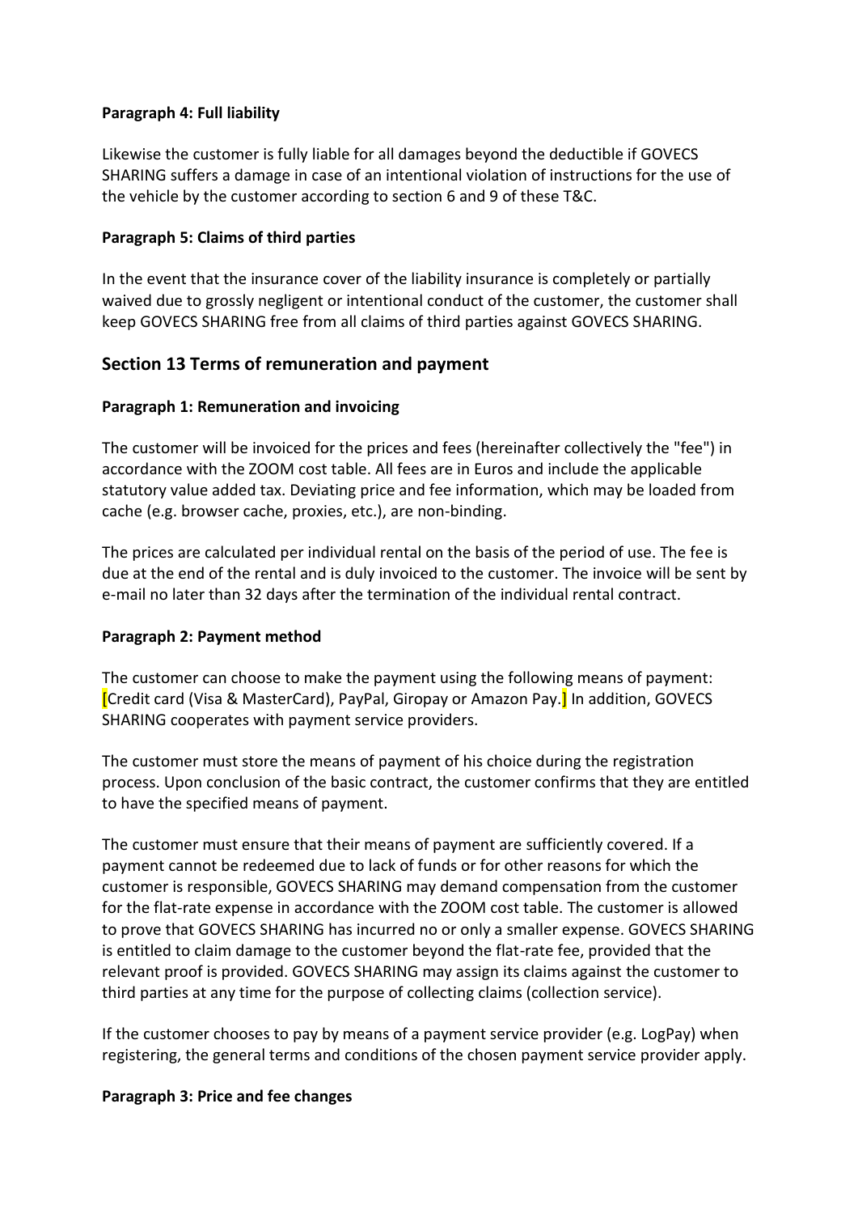**Paragraph 4: Full liability**

Likewise the customer is fully liable for all damages beyond the deductible if GOVECS SHARING suffers a damage in case of an intentional violation of instructions for the use of the vehicle by the customer according to section 6 and 9 of these T&C.

**Paragraph 5: Claims of third parties**

In the event that the insurance cover of the liability insurance is completely or partially waived due to grossly negligent or intentional conduct of the customer, the customer shall keep GOVECS SHARING free from all claims of third parties against GOVECS SHARING.

## Section 13 Terms of remuneration and payment

**Paragraph 1: Remuneration and invoicing**

The customer will be invoiced for the prices and fees (hereinafter collectively the "fee") in accordance with the ZOOM cost table. All fees are in Euros and include the applicable statutory value added tax. Deviating price and fee information, which may be loaded from cache (e.g. browser cache, proxies, etc.), are non-binding.

The prices are calculated per individual rental on the basis of the period of use. The fee is due at the end of the rental and is duly invoiced to the customer. The invoice will be sent by e-mail no later than 32 days after the termination of the individual rental contract.

**Paragraph 2: Payment method**

The customer can choose to make the payment using the following means of payment: [Credit card (Visa & MasterCard), PayPal, Giropay or Amazon Pay.] In addition, GOVECS SHARING cooperates with payment service providers.

The customer must store the means of payment of his choice during the registration process. Upon conclusion of the basic contract, the customer confirms that they are entitled to have the specified means of payment.

The customer must ensure that their means of payment are sufficiently covered. If a payment cannot be redeemed due to lack of funds or for other reasons for which the customer is responsible, GOVECS SHARING may demand compensation from the customer for the flat-rate expense in accordance with the ZOOM cost table. The customer is allowed to prove that GOVECS SHARING has incurred no or only a smaller expense. GOVECS SHARING is entitled to claim damage to the customer beyond the flat-rate fee, provided that the relevant proof is provided. GOVECS SHARING may assign its claims against the customer to third parties at any time for the purpose of collecting claims (collection service).

If the customer chooses to pay by means of a payment service provider (e.g. LogPay) when registering, the general terms and conditions of the chosen payment service provider apply.

**Paragraph 3: Price and fee changes**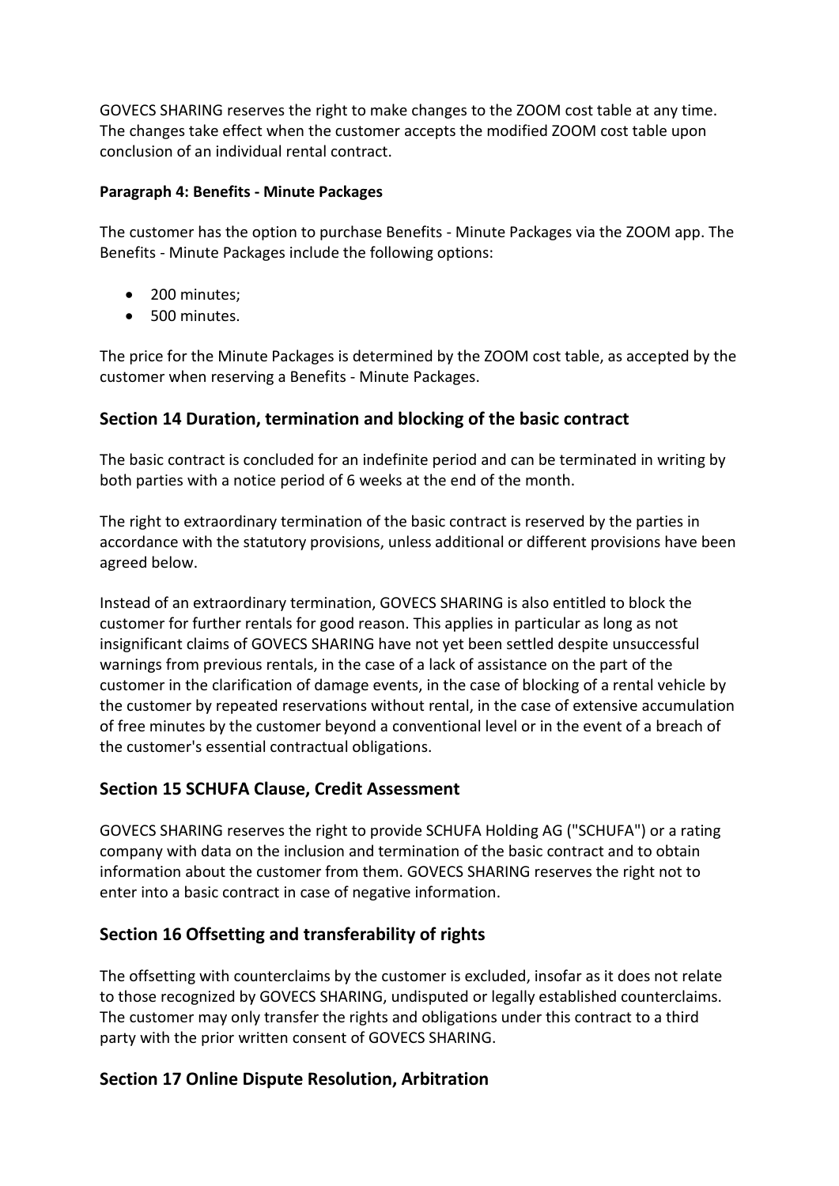GOVECS SHARING reserves the right to make changes to the ZOOM cost table at any time. The changes take effect when the customer accepts the modified ZOOM cost table upon conclusion of an individual rental contract.

**Paragraph 4: Benefits - Minute Packages**

The customer has the option to purchase Benefits - Minute Packages via the ZOOM app. The Benefits - Minute Packages include the following options:

- 200 minutes;
- 500 minutes.

The price for the Minute Packages is determined by the ZOOM cost table, as accepted by the customer when reserving a Benefits - Minute Packages.

## Section 14 Duration, termination and blocking of the basic contract

The basic contract is concluded for an indefinite period and can be terminated in writing by both parties with a notice period of 6 weeks at the end of the month.

The right to extraordinary termination of the basic contract is reserved by the parties in accordance with the statutory provisions, unless additional or different provisions have been agreed below.

Instead of an extraordinary termination, GOVECS SHARING is also entitled to block the customer for further rentals for good reason. This applies in particular as long as not insignificant claims of GOVECS SHARING have not yet been settled despite unsuccessful warnings from previous rentals, in the case of a lack of assistance on the part of the customer in the clarification of damage events, in the case of blocking of a rental vehicle by the customer by repeated reservations without rental, in the case of extensive accumulation of free minutes by the customer beyond a conventional level or in the event of a breach of the customer's essential contractual obligations.

## Section 15 SCHUFA Clause, Credit Assessment

GOVECS SHARING reserves the right to provide SCHUFA Holding AG ("SCHUFA") or a rating company with data on the inclusion and termination of the basic contract and to obtain information about the customer from them. GOVECS SHARING reserves the right not to enter into a basic contract in case of negative information.

## Section 16 Offsetting and transferability of rights

The offsetting with counterclaims by the customer is excluded, insofar as it does not relate to those recognized by GOVECS SHARING, undisputed or legally established counterclaims. The customer may only transfer the rights and obligations under this contract to a third party with the prior written consent of GOVECS SHARING.

## Section 17 Online Dispute Resolution, Arbitration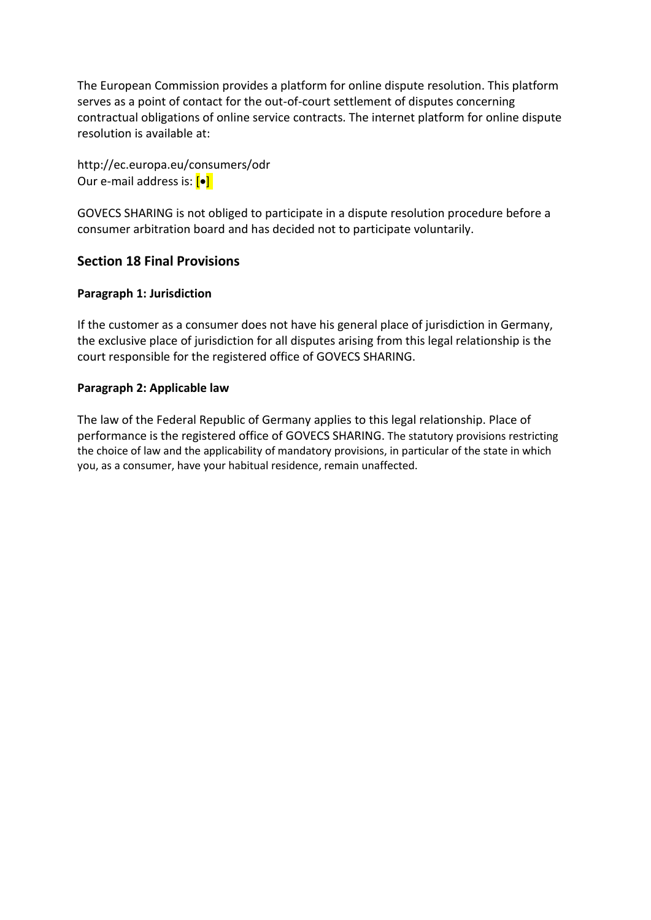The European Commission provides a platform for online dispute resolution. This platform serves as a point of contact for the out-of-court settlement of disputes concerning contractual obligations of online service contracts. The internet platform for online dispute resolution is available at:

http://ec.europa.eu/consumers/odr
Our e-mail address is: [•]

GOVECS SHARING is not obliged to participate in a dispute resolution procedure before a consumer arbitration board and has decided not to participate voluntarily.

## Section 18 Final Provisions

**Paragraph 1: Jurisdiction**

If the customer as a consumer does not have his general place of jurisdiction in Germany, the exclusive place of jurisdiction for all disputes arising from this legal relationship is the court responsible for the registered office of GOVECS SHARING.

**Paragraph 2: Applicable law**

The law of the Federal Republic of Germany applies to this legal relationship. Place of performance is the registered office of GOVECS SHARING. The statutory provisions restricting the choice of law and the applicability of mandatory provisions, in particular of the state in which you, as a consumer, have your habitual residence, remain unaffected.